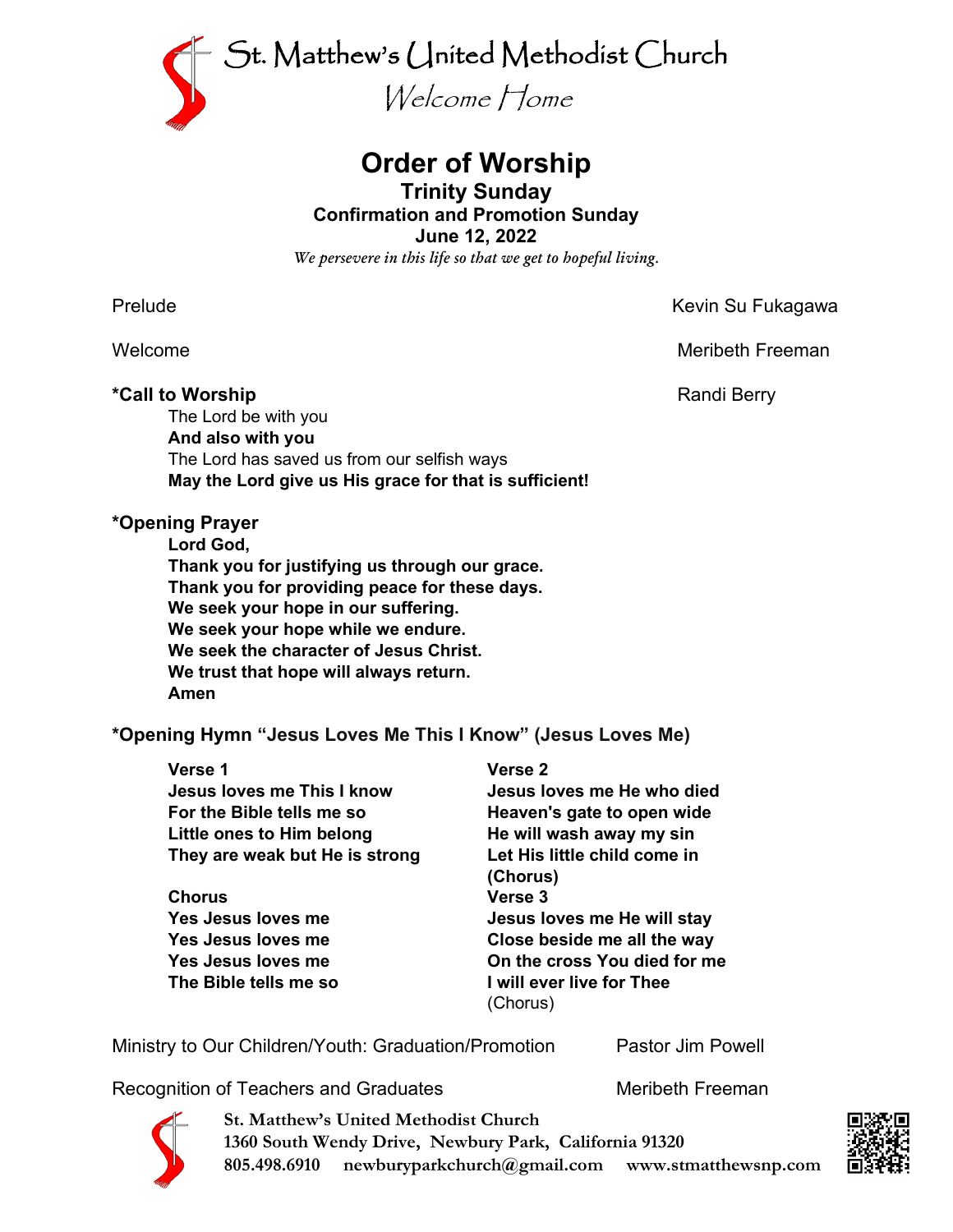# St. Matthew's United Methodist Church

*Welcome Home*

## Order of Worship

### Trinity Sunday

**Confirmation and Promotion Sunday**

**June 12, 2022**

*We persevere in this life so that we get to hopeful living.*

Prelude — Kevin Su Fukagawa

Welcome — Meribeth Freeman

**\*Call to Worship** — Randi Berry

The Lord be with you
**And also with you**
The Lord has saved us from our selfish ways
**May the Lord give us His grace for that is sufficient!**

**\*Opening Prayer**

**Lord God,**
**Thank you for justifying us through our grace.**
**Thank you for providing peace for these days.**
**We seek your hope in our suffering.**
**We seek your hope while we endure.**
**We seek the character of Jesus Christ.**
**We trust that hope will always return.**
**Amen**

**\*Opening Hymn "Jesus Loves Me This I Know" (Jesus Loves Me)**

**Verse 1**
**Jesus loves me This I know**
**For the Bible tells me so**
**Little ones to Him belong**
**They are weak but He is strong**

**Chorus**
**Yes Jesus loves me**
**Yes Jesus loves me**
**Yes Jesus loves me**
**The Bible tells me so**

**Verse 2**
**Jesus loves me He who died**
**Heaven's gate to open wide**
**He will wash away my sin**
**Let His little child come in**
**(Chorus)**

**Verse 3**
**Jesus loves me He will stay**
**Close beside me all the way**
**On the cross You died for me**
**I will ever live for Thee**
(Chorus)

Ministry to Our Children/Youth: Graduation/Promotion — Pastor Jim Powell

Recognition of Teachers and Graduates — Meribeth Freeman

**St. Matthew's United Methodist Church**
**1360 South Wendy Drive, Newbury Park, California 91320**
**805.498.6910 newburyparkchurch@gmail.com www.stmatthewsnp.com**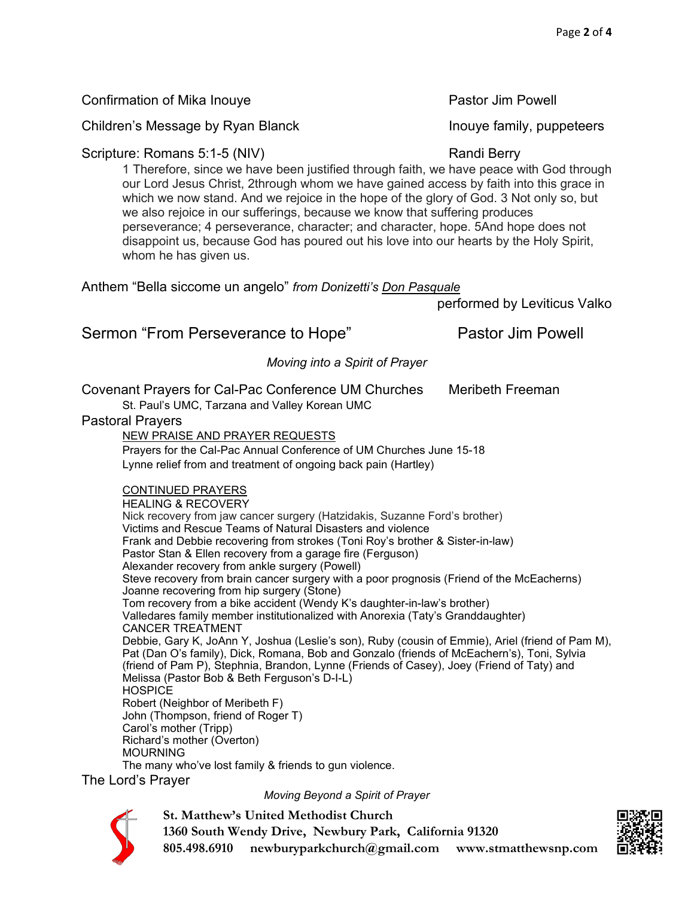Confirmation of Mika Inouye — Pastor Jim Powell

Children's Message by Ryan Blanck — Inouye family, puppeteers

Scripture: Romans 5:1-5 (NIV) — Randi Berry

> 1 Therefore, since we have been justified through faith, we have peace with God through our Lord Jesus Christ, 2through whom we have gained access by faith into this grace in which we now stand. And we rejoice in the hope of the glory of God. 3 Not only so, but we also rejoice in our sufferings, because we know that suffering produces perseverance; 4 perseverance, character; and character, hope. 5And hope does not disappoint us, because God has poured out his love into our hearts by the Holy Spirit, whom he has given us.

Anthem "Bella siccome un angelo" *from Donizetti's* *Don Pasquale*

performed by Leviticus Valko

## Sermon "From Perseverance to Hope" — Pastor Jim Powell

*Moving into a Spirit of Prayer*

Covenant Prayers for Cal-Pac Conference UM Churches — Meribeth Freeman

St. Paul's UMC, Tarzana and Valley Korean UMC

Pastoral Prayers

NEW PRAISE AND PRAYER REQUESTS

Prayers for the Cal-Pac Annual Conference of UM Churches June 15-18
Lynne relief from and treatment of ongoing back pain (Hartley)

CONTINUED PRAYERS

HEALING & RECOVERY

Nick recovery from jaw cancer surgery (Hatzidakis, Suzanne Ford's brother)
Victims and Rescue Teams of Natural Disasters and violence
Frank and Debbie recovering from strokes (Toni Roy's brother & Sister-in-law)
Pastor Stan & Ellen recovery from a garage fire (Ferguson)
Alexander recovery from ankle surgery (Powell)
Steve recovery from brain cancer surgery with a poor prognosis (Friend of the McEacherns)
Joanne recovering from hip surgery (Stone)
Tom recovery from a bike accident (Wendy K's daughter-in-law's brother)
Valledares family member institutionalized with Anorexia (Taty's Granddaughter)

CANCER TREATMENT

Debbie, Gary K, JoAnn Y, Joshua (Leslie's son), Ruby (cousin of Emmie), Ariel (friend of Pam M), Pat (Dan O's family), Dick, Romana, Bob and Gonzalo (friends of McEachern's), Toni, Sylvia (friend of Pam P), Stephnia, Brandon, Lynne (Friends of Casey), Joey (Friend of Taty) and Melissa (Pastor Bob & Beth Ferguson's D-I-L)

HOSPICE

Robert (Neighbor of Meribeth F)
John (Thompson, friend of Roger T)
Carol's mother (Tripp)
Richard's mother (Overton)

MOURNING

The many who've lost family & friends to gun violence.

The Lord's Prayer

*Moving Beyond a Spirit of Prayer*

**St. Matthew's United Methodist Church**
**1360 South Wendy Drive, Newbury Park, California 91320**
**805.498.6910 newburyparkchurch@gmail.com www.stmatthewsnp.com**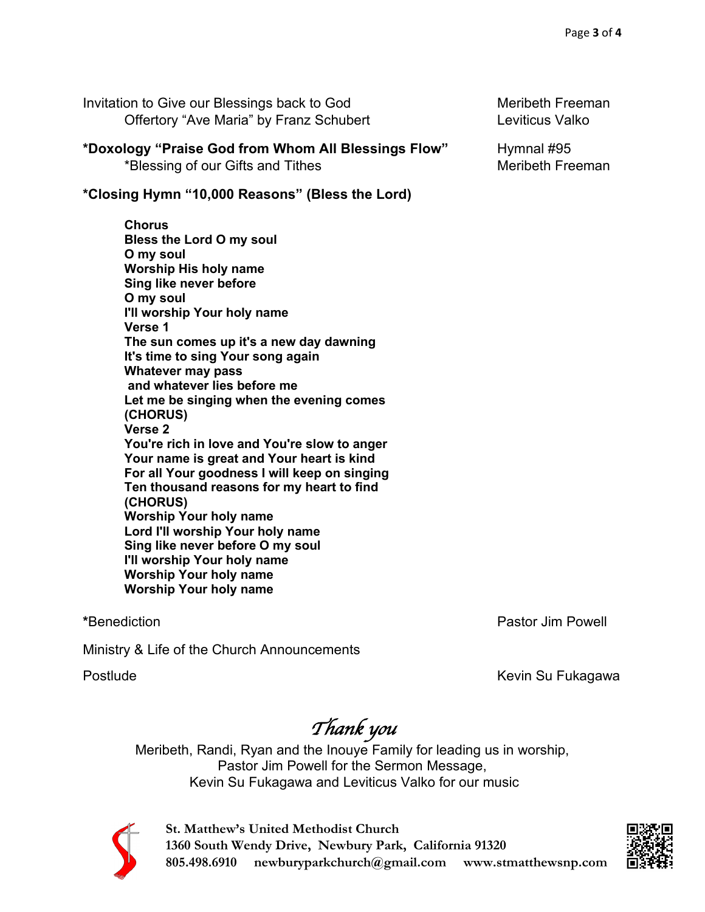Invitation to Give our Blessings back to God — Meribeth Freeman
Offertory "Ave Maria" by Franz Schubert — Leviticus Valko

**\*Doxology "Praise God from Whom All Blessings Flow"** — Hymnal #95
\*Blessing of our Gifts and Tithes — Meribeth Freeman

**\*Closing Hymn "10,000 Reasons" (Bless the Lord)**

**Chorus**
**Bless the Lord O my soul**
**O my soul**
**Worship His holy name**
**Sing like never before**
**O my soul**
**I'll worship Your holy name**
**Verse 1**
**The sun comes up it's a new day dawning**
**It's time to sing Your song again**
**Whatever may pass**
**and whatever lies before me**
**Let me be singing when the evening comes**
**(CHORUS)**
**Verse 2**
**You're rich in love and You're slow to anger**
**Your name is great and Your heart is kind**
**For all Your goodness I will keep on singing**
**Ten thousand reasons for my heart to find**
**(CHORUS)**
**Worship Your holy name**
**Lord I'll worship Your holy name**
**Sing like never before O my soul**
**I'll worship Your holy name**
**Worship Your holy name**
**Worship Your holy name**

\*Benediction — Pastor Jim Powell

Ministry & Life of the Church Announcements

Postlude — Kevin Su Fukagawa

## *Thank you*

Meribeth, Randi, Ryan and the Inouye Family for leading us in worship,
Pastor Jim Powell for the Sermon Message,
Kevin Su Fukagawa and Leviticus Valko for our music

**St. Matthew's United Methodist Church**
**1360 South Wendy Drive, Newbury Park, California 91320**
**805.498.6910 newburyparkchurch@gmail.com www.stmatthewsnp.com**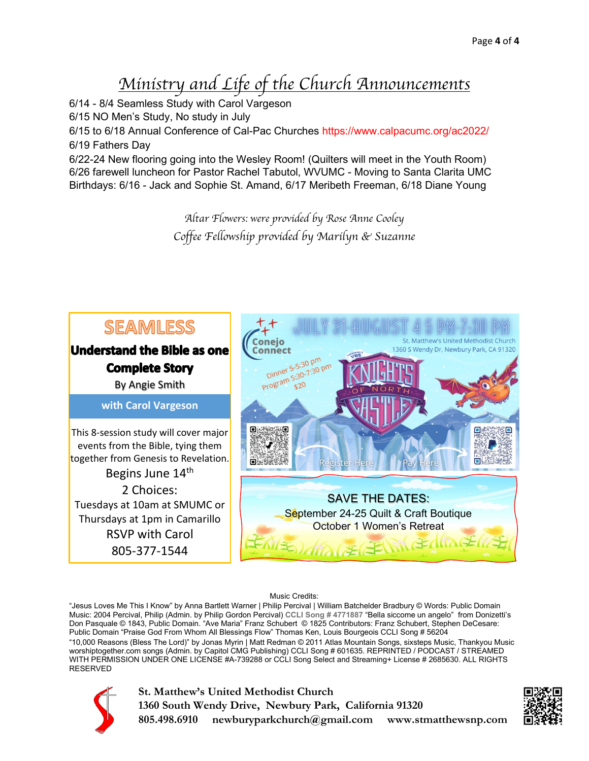# Ministry and Life of the Church Announcements

6/14 - 8/4 Seamless Study with Carol Vargeson
6/15 NO Men's Study, No study in July
6/15 to 6/18 Annual Conference of Cal-Pac Churches https://www.calpacumc.org/ac2022/
6/19 Fathers Day
6/22-24 New flooring going into the Wesley Room! (Quilters will meet in the Youth Room)
6/26 farewell luncheon for Pastor Rachel Tabutol, WVUMC - Moving to Santa Clarita UMC
Birthdays: 6/16 - Jack and Sophie St. Amand, 6/17 Meribeth Freeman, 6/18 Diane Young

*Altar Flowers: were provided by Rose Anne Cooley*
*Coffee Fellowship provided by Marilyn & Suzanne*

## SEAMLESS

**Understand the Bible as one Complete Story**

By Angie Smith

**with Carol Vargeson**

This 8-session study will cover major events from the Bible, tying them together from Genesis to Revelation.

Begins June 14th

2 Choices:
Tuesdays at 10am at SMUMC or
Thursdays at 1pm in Camarillo

RSVP with Carol
805-377-1544

JULY 31 AUGUST 4 5 PM-7:30 PM

Conejo Connect

St. Matthew's United Methodist Church
1360 S Wendy Dr, Newbury Park, CA 91320

Dinner 5-5:30 pm
Program 5:30-7:30 pm
$20

KNIGHTS OF NORTH CASTLE

Register Here
Pay Here

**SAVE THE DATES:**
September 24-25 Quilt & Craft Boutique
October 1 Women's Retreat

Music Credits:
"Jesus Loves Me This I Know" by Anna Bartlett Warner | Philip Percival | William Batchelder Bradbury © Words: Public Domain Music: 2004 Percival, Philip (Admin. by Philip Gordon Percival) CCLI Song # 4771887 "Bella siccome un angelo" from Donizetti's Don Pasquale © 1843, Public Domain. "Ave Maria" Franz Schubert © 1825 Contributors: Franz Schubert, Stephen DeCesare: Public Domain "Praise God From Whom All Blessings Flow" Thomas Ken, Louis Bourgeois CCLI Song # 56204
"10,000 Reasons (Bless The Lord)" by Jonas Myrin | Matt Redman © 2011 Atlas Mountain Songs, sixsteps Music, Thankyou Music worshiptogether.com songs (Admin. by Capitol CMG Publishing) CCLI Song # 601635. REPRINTED / PODCAST / STREAMED WITH PERMISSION UNDER ONE LICENSE #A-739288 or CCLI Song Select and Streaming+ License # 2685630. ALL RIGHTS RESERVED

**St. Matthew's United Methodist Church**
**1360 South Wendy Drive, Newbury Park, California 91320**
**805.498.6910 newburyparkchurch@gmail.com www.stmatthewsnp.com**